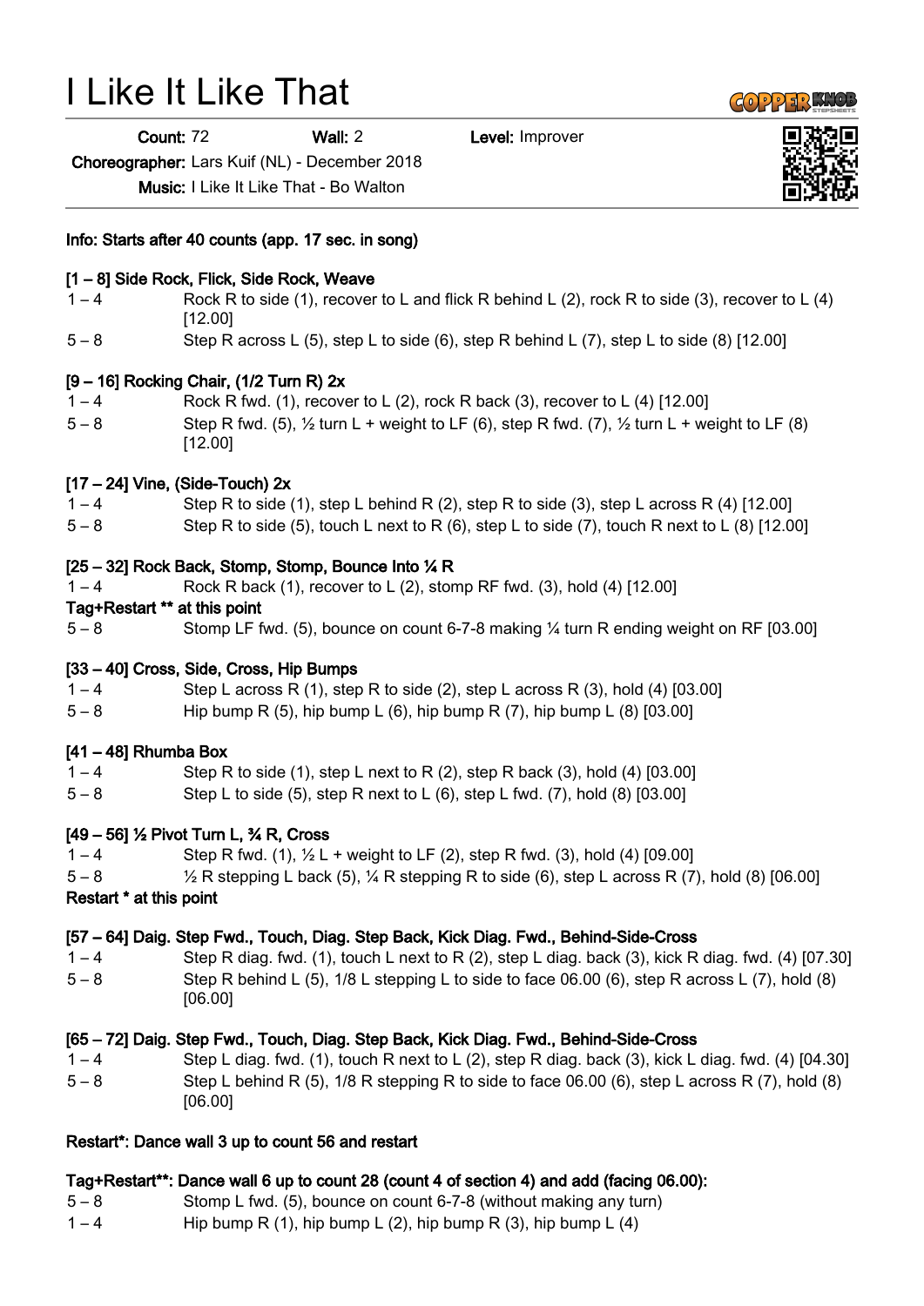# I Like It Like That

**Count:** 72 **Wall:** 2 **Level:** Improver

**Choreographer:** Lars Kuif (NL) - December 2018

**Music:** I Like It Like That - Bo Walton

**Info: Starts after 40 counts (app. 17 sec. in song)**

**[1 – 8] Side Rock, Flick, Side Rock, Weave**

1 – 4 Rock R to side (1), recover to L and flick R behind L (2), rock R to side (3), recover to L (4) [12.00]

5 – 8 Step R across L (5), step L to side (6), step R behind L (7), step L to side (8) [12.00]

**[9 – 16] Rocking Chair, (1/2 Turn R) 2x**

1 – 4 Rock R fwd. (1), recover to L (2), rock R back (3), recover to L (4) [12.00]

5 – 8 Step R fwd. (5), ½ turn L + weight to LF (6), step R fwd. (7), ½ turn L + weight to LF (8) [12.00]

**[17 – 24] Vine, (Side-Touch) 2x**

1 – 4 Step R to side (1), step L behind R (2), step R to side (3), step L across R (4) [12.00]

5 – 8 Step R to side (5), touch L next to R (6), step L to side (7), touch R next to L (8) [12.00]

**[25 – 32] Rock Back, Stomp, Stomp, Bounce Into ¼ R**

1 – 4 Rock R back (1), recover to L (2), stomp RF fwd. (3), hold (4) [12.00]

**Tag+Restart ** at this point**

5 – 8 Stomp LF fwd. (5), bounce on count 6-7-8 making ¼ turn R ending weight on RF [03.00]

**[33 – 40] Cross, Side, Cross, Hip Bumps**

1 – 4 Step L across R (1), step R to side (2), step L across R (3), hold (4) [03.00]

5 – 8 Hip bump R (5), hip bump L (6), hip bump R (7), hip bump L (8) [03.00]

**[41 – 48] Rhumba Box**

1 – 4 Step R to side (1), step L next to R (2), step R back (3), hold (4) [03.00]

5 – 8 Step L to side (5), step R next to L (6), step L fwd. (7), hold (8) [03.00]

**[49 – 56] ½ Pivot Turn L, ¾ R, Cross**

1 – 4 Step R fwd. (1), ½ L + weight to LF (2), step R fwd. (3), hold (4) [09.00]

5 – 8 ½ R stepping L back (5), ¼ R stepping R to side (6), step L across R (7), hold (8) [06.00]

**Restart * at this point**

**[57 – 64] Daig. Step Fwd., Touch, Diag. Step Back, Kick Diag. Fwd., Behind-Side-Cross**

1 – 4 Step R diag. fwd. (1), touch L next to R (2), step L diag. back (3), kick R diag. fwd. (4) [07.30]

5 – 8 Step R behind L (5), 1/8 L stepping L to side to face 06.00 (6), step R across L (7), hold (8) [06.00]

**[65 – 72] Daig. Step Fwd., Touch, Diag. Step Back, Kick Diag. Fwd., Behind-Side-Cross**

1 – 4 Step L diag. fwd. (1), touch R next to L (2), step R diag. back (3), kick L diag. fwd. (4) [04.30]

5 – 8 Step L behind R (5), 1/8 R stepping R to side to face 06.00 (6), step L across R (7), hold (8) [06.00]

**Restart*: Dance wall 3 up to count 56 and restart**

**Tag+Restart**: Dance wall 6 up to count 28 (count 4 of section 4) and add (facing 06.00):**

5 – 8 Stomp L fwd. (5), bounce on count 6-7-8 (without making any turn)

1 – 4 Hip bump R (1), hip bump L (2), hip bump R (3), hip bump L (4)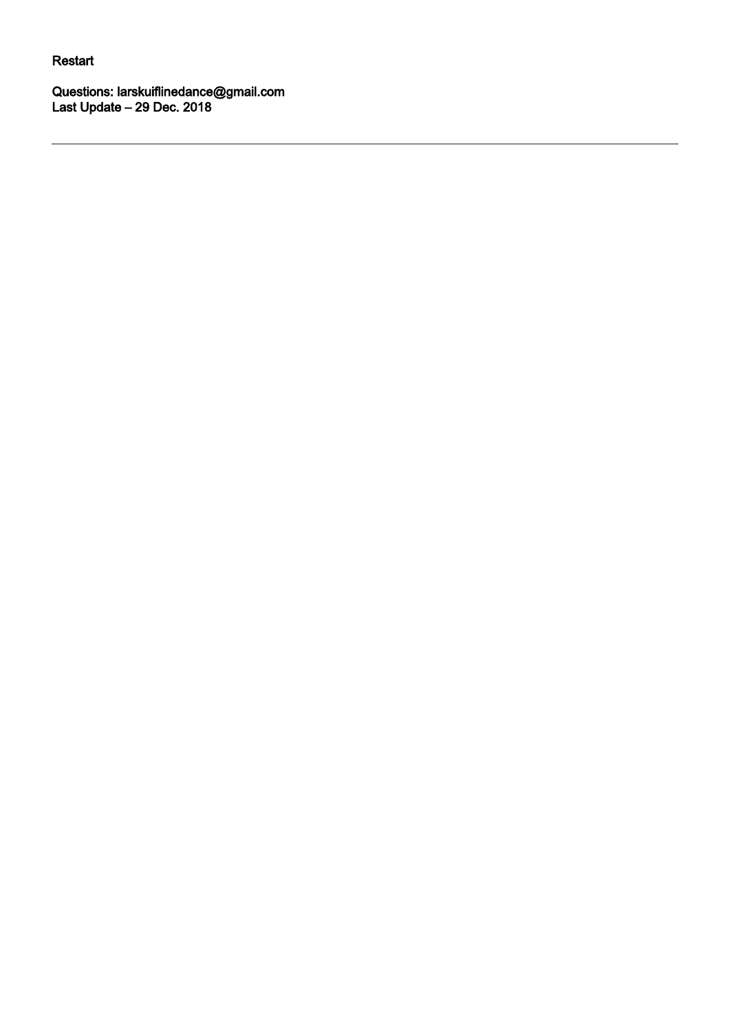**Restart**

**Questions: larskuiflinedance@gmail.com**
**Last Update – 29 Dec. 2018**

---